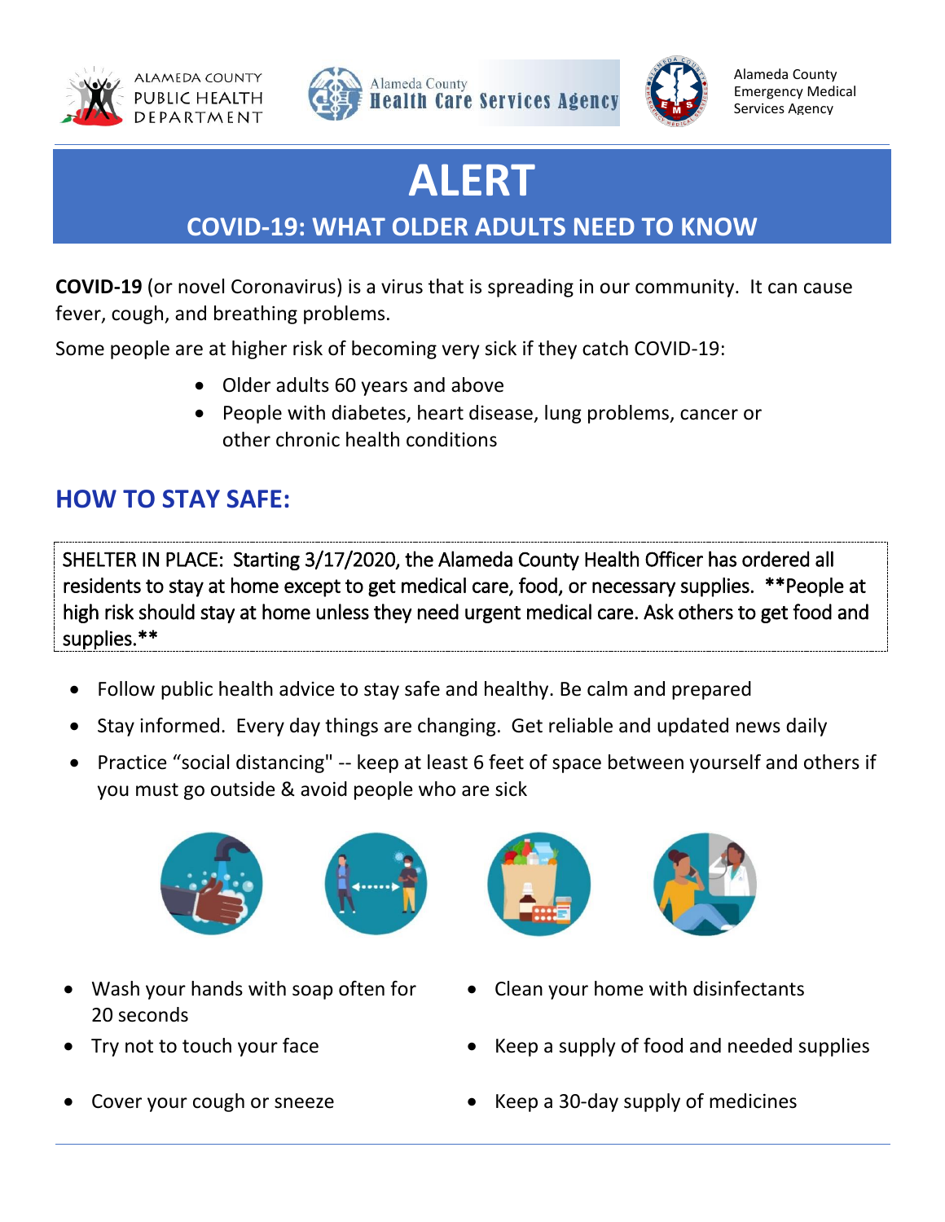ALAMEDA COUNTY PUBLIC HEALTH DEPARTMENT

Alameda County Health Care Services Agency

Alameda County Emergency Medical Services Agency

# ALERT

## COVID-19: WHAT OLDER ADULTS NEED TO KNOW

**COVID-19** (or novel Coronavirus) is a virus that is spreading in our community. It can cause fever, cough, and breathing problems.

Some people are at higher risk of becoming very sick if they catch COVID-19:

- Older adults 60 years and above
- People with diabetes, heart disease, lung problems, cancer or other chronic health conditions

## HOW TO STAY SAFE:

SHELTER IN PLACE: Starting 3/17/2020, the Alameda County Health Officer has ordered all residents to stay at home except to get medical care, food, or necessary supplies. **People at high risk should stay at home unless they need urgent medical care. Ask others to get food and supplies.**

- Follow public health advice to stay safe and healthy. Be calm and prepared
- Stay informed. Every day things are changing. Get reliable and updated news daily
- Practice "social distancing" -- keep at least 6 feet of space between yourself and others if you must go outside & avoid people who are sick

- Wash your hands with soap often for 20 seconds
- Try not to touch your face
- Cover your cough or sneeze
- Clean your home with disinfectants
- Keep a supply of food and needed supplies
- Keep a 30-day supply of medicines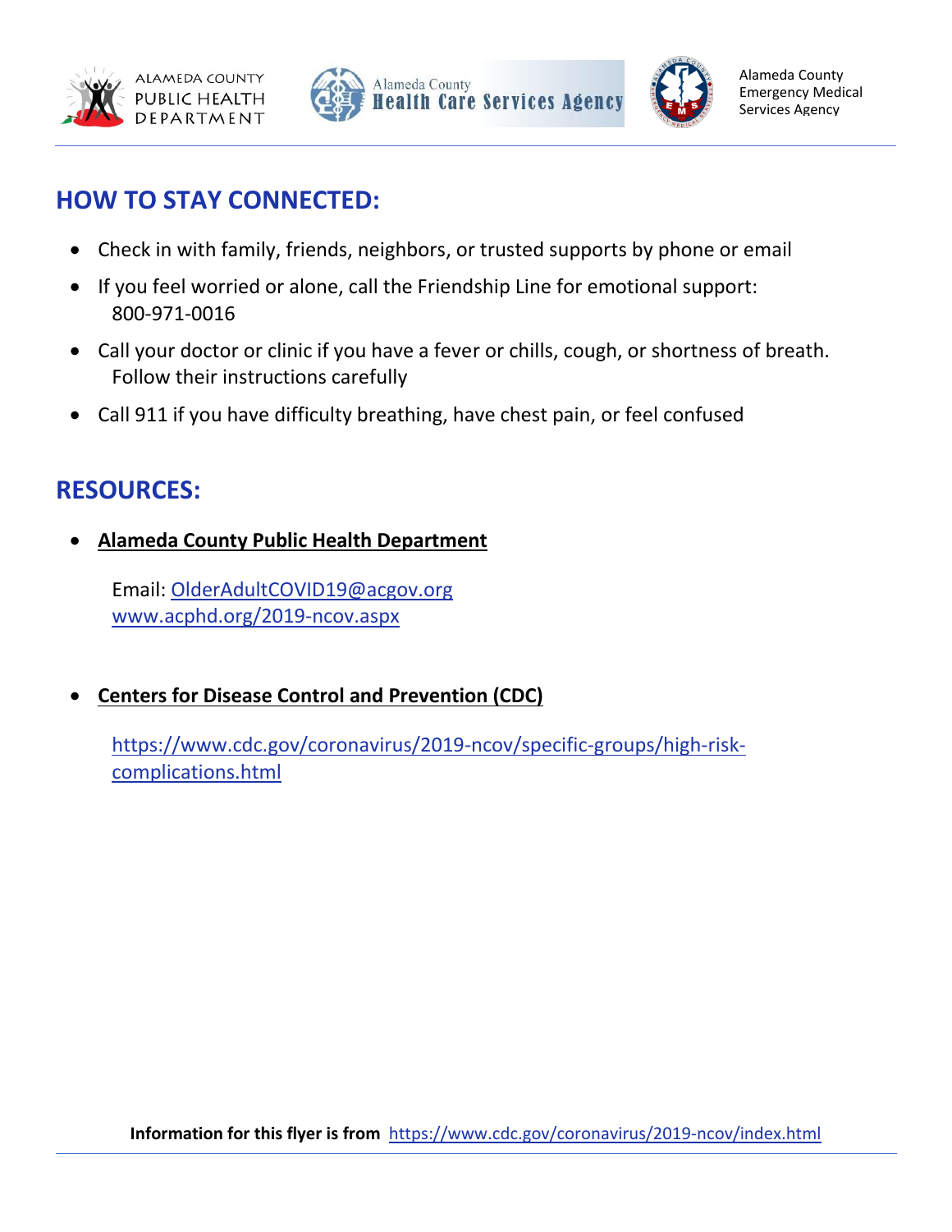ALAMEDA COUNTY PUBLIC HEALTH DEPARTMENT

Alameda County Health Care Services Agency

Alameda County Emergency Medical Services Agency

## HOW TO STAY CONNECTED:

- Check in with family, friends, neighbors, or trusted supports by phone or email
- If you feel worried or alone, call the Friendship Line for emotional support: 800-971-0016
- Call your doctor or clinic if you have a fever or chills, cough, or shortness of breath. Follow their instructions carefully
- Call 911 if you have difficulty breathing, have chest pain, or feel confused

## RESOURCES:

- **Alameda County Public Health Department**

  Email: OlderAdultCOVID19@acgov.org
  www.acphd.org/2019-ncov.aspx

- **Centers for Disease Control and Prevention (CDC)**

  https://www.cdc.gov/coronavirus/2019-ncov/specific-groups/high-risk-complications.html

**Information for this flyer is from** https://www.cdc.gov/coronavirus/2019-ncov/index.html